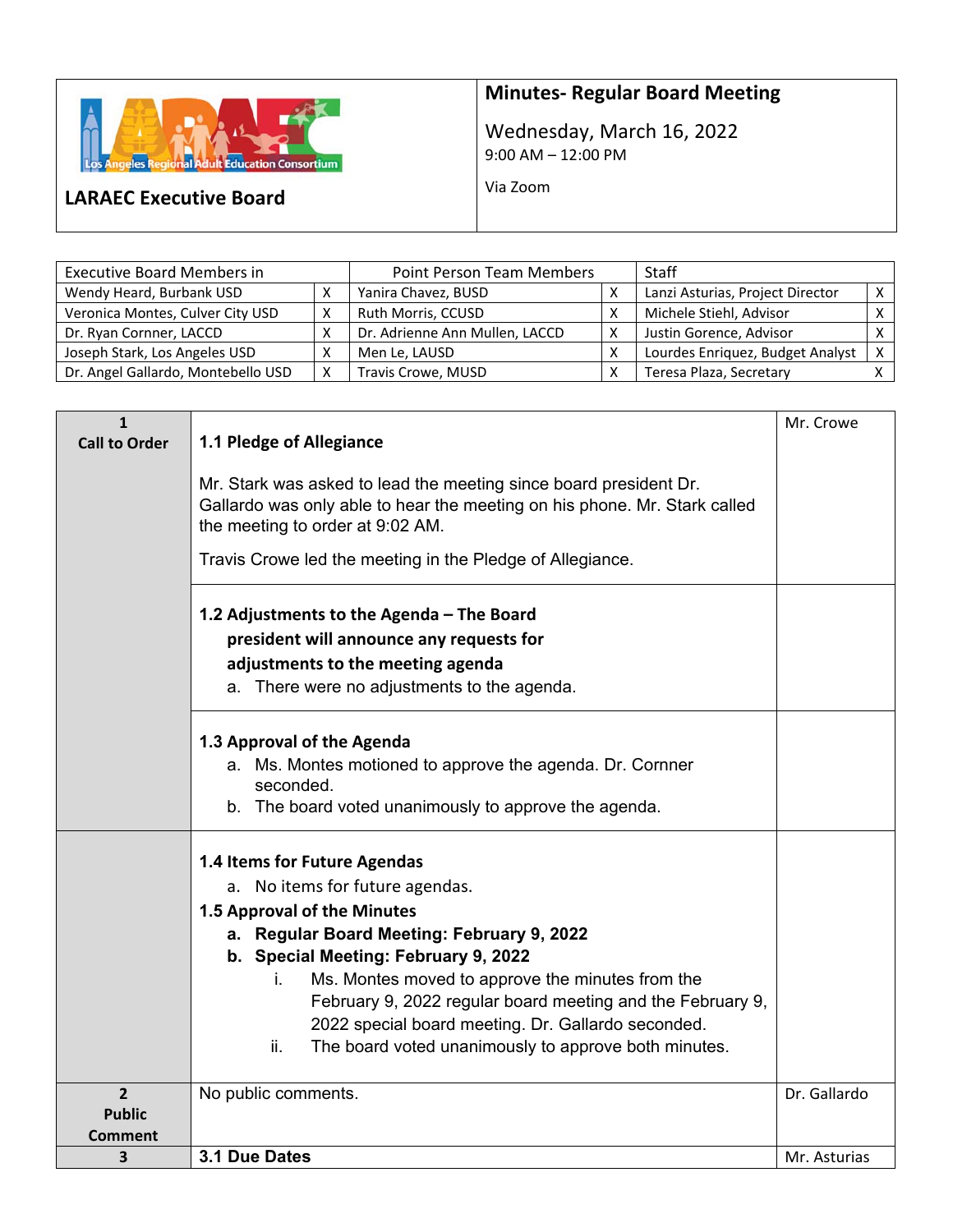# LARAEC Executive Board

Los Angeles Regional Adult Education Consortium

## Minutes- Regular Board Meeting

Wednesday, March 16, 2022
9:00 AM – 12:00 PM

Via Zoom

| Executive Board Members in | | Point Person Team Members | | Staff | |
|---|---|---|---|---|---|
| Wendy Heard, Burbank USD | X | Yanira Chavez, BUSD | X | Lanzi Asturias, Project Director | X |
| Veronica Montes, Culver City USD | X | Ruth Morris, CCUSD | X | Michele Stiehl, Advisor | X |
| Dr. Ryan Cornner, LACCD | X | Dr. Adrienne Ann Mullen, LACCD | X | Justin Gorence, Advisor | X |
| Joseph Stark, Los Angeles USD | X | Men Le, LAUSD | X | Lourdes Enriquez, Budget Analyst | X |
| Dr. Angel Gallardo, Montebello USD | X | Travis Crowe, MUSD | X | Teresa Plaza, Secretary | X |

| Section | Item | Presenter |
|---|---|---|
| **1 Call to Order** | **1.1 Pledge of Allegiance**<br><br>Mr. Stark was asked to lead the meeting since board president Dr. Gallardo was only able to hear the meeting on his phone. Mr. Stark called the meeting to order at 9:02 AM.<br><br>Travis Crowe led the meeting in the Pledge of Allegiance. | Mr. Crowe |
| | **1.2 Adjustments to the Agenda – The Board president will announce any requests for adjustments to the meeting agenda**<br>a. There were no adjustments to the agenda. | |
| | **1.3 Approval of the Agenda**<br>a. Ms. Montes motioned to approve the agenda. Dr. Cornner seconded.<br>b. The board voted unanimously to approve the agenda. | |
| | **1.4 Items for Future Agendas**<br>a. No items for future agendas.<br>**1.5 Approval of the Minutes**<br>**a. Regular Board Meeting: February 9, 2022**<br>**b. Special Meeting: February 9, 2022**<br>i. Ms. Montes moved to approve the minutes from the February 9, 2022 regular board meeting and the February 9, 2022 special board meeting. Dr. Gallardo seconded.<br>ii. The board voted unanimously to approve both minutes. | |
| **2 Public Comment** | No public comments. | Dr. Gallardo |
| **3** | **3.1 Due Dates** | Mr. Asturias |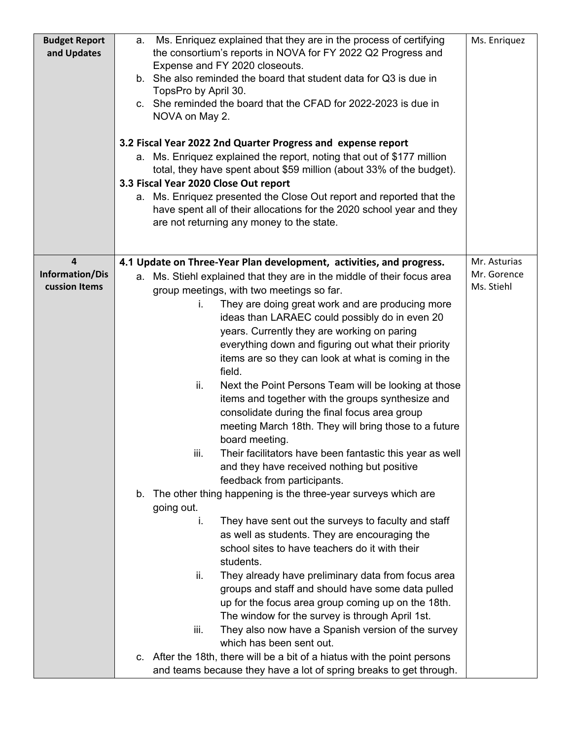| Budget Report and Updates | a. Ms. Enriquez explained that they are in the process of certifying the consortium's reports in NOVA for FY 2022 Q2 Progress and Expense and FY 2020 closeouts.<br>b. She also reminded the board that student data for Q3 is due in TopsPro by April 30.<br>c. She reminded the board that the CFAD for 2022-2023 is due in NOVA on May 2.<br><br>**3.2 Fiscal Year 2022 2nd Quarter Progress and expense report**<br>a. Ms. Enriquez explained the report, noting that out of $177 million total, they have spent about $59 million (about 33% of the budget).<br>**3.3 Fiscal Year 2020 Close Out report**<br>a. Ms. Enriquez presented the Close Out report and reported that the have spent all of their allocations for the 2020 school year and they are not returning any money to the state. | Ms. Enriquez |
|---|---|---|
| **4 Information/Discussion Items** | **4.1 Update on Three-Year Plan development, activities, and progress.**<br>a. Ms. Stiehl explained that they are in the middle of their focus area group meetings, with two meetings so far.<br>i. They are doing great work and are producing more ideas than LARAEC could possibly do in even 20 years. Currently they are working on paring everything down and figuring out what their priority items are so they can look at what is coming in the field.<br>ii. Next the Point Persons Team will be looking at those items and together with the groups synthesize and consolidate during the final focus area group meeting March 18th. They will bring those to a future board meeting.<br>iii. Their facilitators have been fantastic this year as well and they have received nothing but positive feedback from participants.<br>b. The other thing happening is the three-year surveys which are going out.<br>i. They have sent out the surveys to faculty and staff as well as students. They are encouraging the school sites to have teachers do it with their students.<br>ii. They already have preliminary data from focus area groups and staff and should have some data pulled up for the focus area group coming up on the 18th. The window for the survey is through April 1st.<br>iii. They also now have a Spanish version of the survey which has been sent out.<br>c. After the 18th, there will be a bit of a hiatus with the point persons and teams because they have a lot of spring breaks to get through. | Mr. Asturias<br>Mr. Gorence<br>Ms. Stiehl |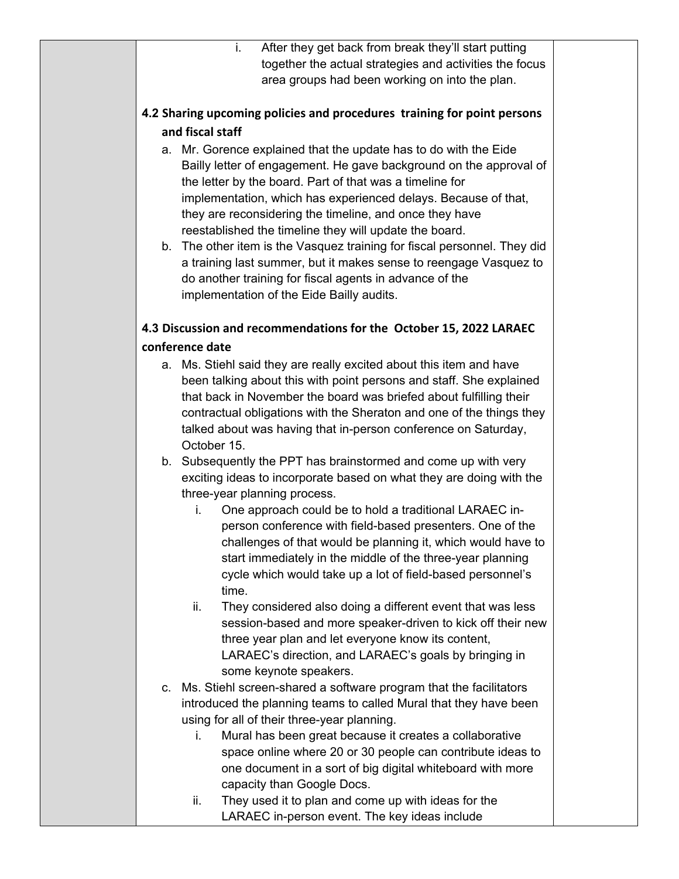i. After they get back from break they'll start putting together the actual strategies and activities the focus area groups had been working on into the plan.

**4.2 Sharing upcoming policies and procedures training for point persons and fiscal staff**

a. Mr. Gorence explained that the update has to do with the Eide Bailly letter of engagement. He gave background on the approval of the letter by the board. Part of that was a timeline for implementation, which has experienced delays. Because of that, they are reconsidering the timeline, and once they have reestablished the timeline they will update the board.

b. The other item is the Vasquez training for fiscal personnel. They did a training last summer, but it makes sense to reengage Vasquez to do another training for fiscal agents in advance of the implementation of the Eide Bailly audits.

**4.3 Discussion and recommendations for the October 15, 2022 LARAEC conference date**

a. Ms. Stiehl said they are really excited about this item and have been talking about this with point persons and staff. She explained that back in November the board was briefed about fulfilling their contractual obligations with the Sheraton and one of the things they talked about was having that in-person conference on Saturday, October 15.

b. Subsequently the PPT has brainstormed and come up with very exciting ideas to incorporate based on what they are doing with the three-year planning process.
   i. One approach could be to hold a traditional LARAEC in-person conference with field-based presenters. One of the challenges of that would be planning it, which would have to start immediately in the middle of the three-year planning cycle which would take up a lot of field-based personnel's time.
   ii. They considered also doing a different event that was less session-based and more speaker-driven to kick off their new three year plan and let everyone know its content, LARAEC's direction, and LARAEC's goals by bringing in some keynote speakers.

c. Ms. Stiehl screen-shared a software program that the facilitators introduced the planning teams to called Mural that they have been using for all of their three-year planning.
   i. Mural has been great because it creates a collaborative space online where 20 or 30 people can contribute ideas to one document in a sort of big digital whiteboard with more capacity than Google Docs.
   ii. They used it to plan and come up with ideas for the LARAEC in-person event. The key ideas include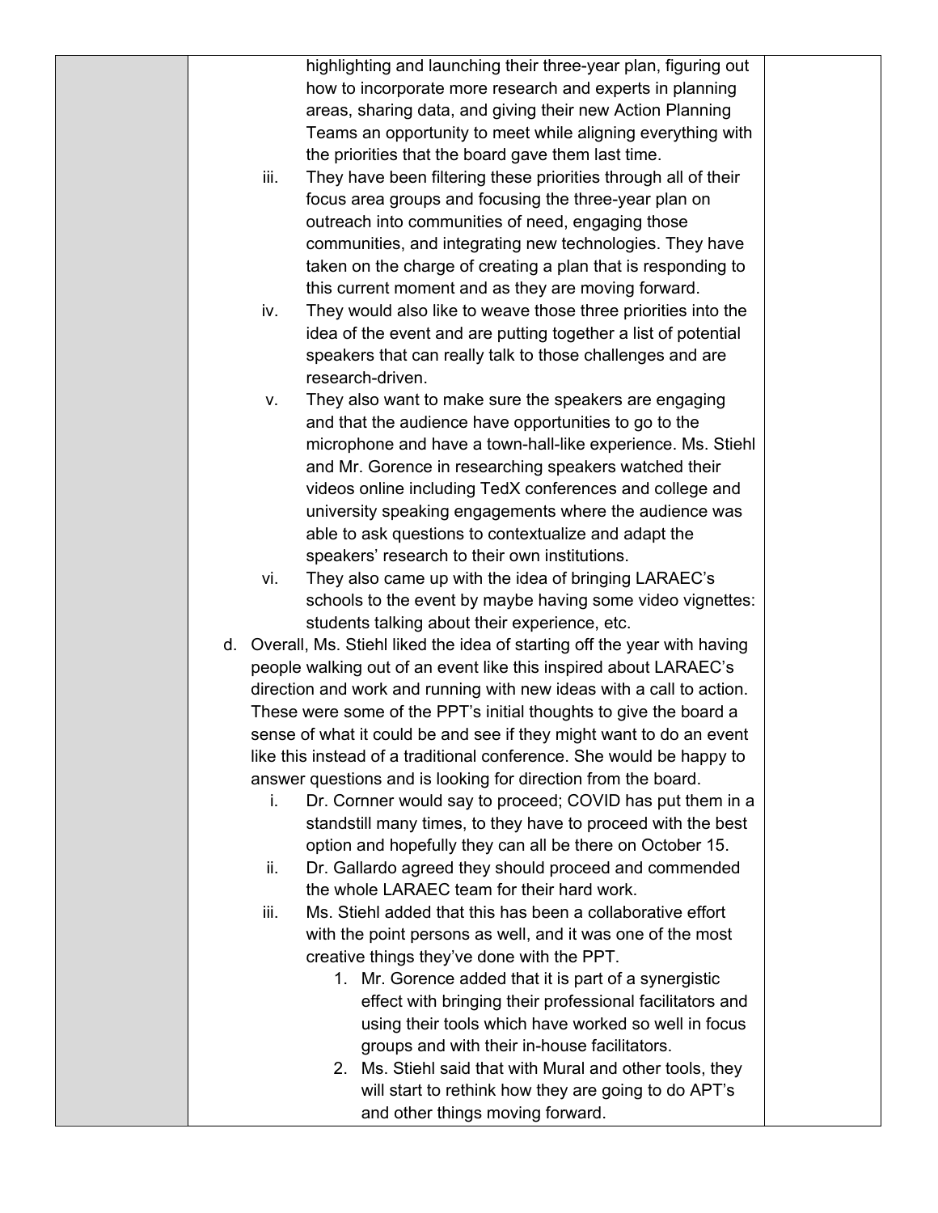highlighting and launching their three-year plan, figuring out how to incorporate more research and experts in planning areas, sharing data, and giving their new Action Planning Teams an opportunity to meet while aligning everything with the priorities that the board gave them last time.

iii. They have been filtering these priorities through all of their focus area groups and focusing the three-year plan on outreach into communities of need, engaging those communities, and integrating new technologies. They have taken on the charge of creating a plan that is responding to this current moment and as they are moving forward.

iv. They would also like to weave those three priorities into the idea of the event and are putting together a list of potential speakers that can really talk to those challenges and are research-driven.

v. They also want to make sure the speakers are engaging and that the audience have opportunities to go to the microphone and have a town-hall-like experience. Ms. Stiehl and Mr. Gorence in researching speakers watched their videos online including TedX conferences and college and university speaking engagements where the audience was able to ask questions to contextualize and adapt the speakers' research to their own institutions.

vi. They also came up with the idea of bringing LARAEC's schools to the event by maybe having some video vignettes: students talking about their experience, etc.

d. Overall, Ms. Stiehl liked the idea of starting off the year with having people walking out of an event like this inspired about LARAEC's direction and work and running with new ideas with a call to action. These were some of the PPT's initial thoughts to give the board a sense of what it could be and see if they might want to do an event like this instead of a traditional conference. She would be happy to answer questions and is looking for direction from the board.

   i. Dr. Cornner would say to proceed; COVID has put them in a standstill many times, to they have to proceed with the best option and hopefully they can all be there on October 15.

   ii. Dr. Gallardo agreed they should proceed and commended the whole LARAEC team for their hard work.

   iii. Ms. Stiehl added that this has been a collaborative effort with the point persons as well, and it was one of the most creative things they've done with the PPT.

      1. Mr. Gorence added that it is part of a synergistic effect with bringing their professional facilitators and using their tools which have worked so well in focus groups and with their in-house facilitators.
      2. Ms. Stiehl said that with Mural and other tools, they will start to rethink how they are going to do APT's and other things moving forward.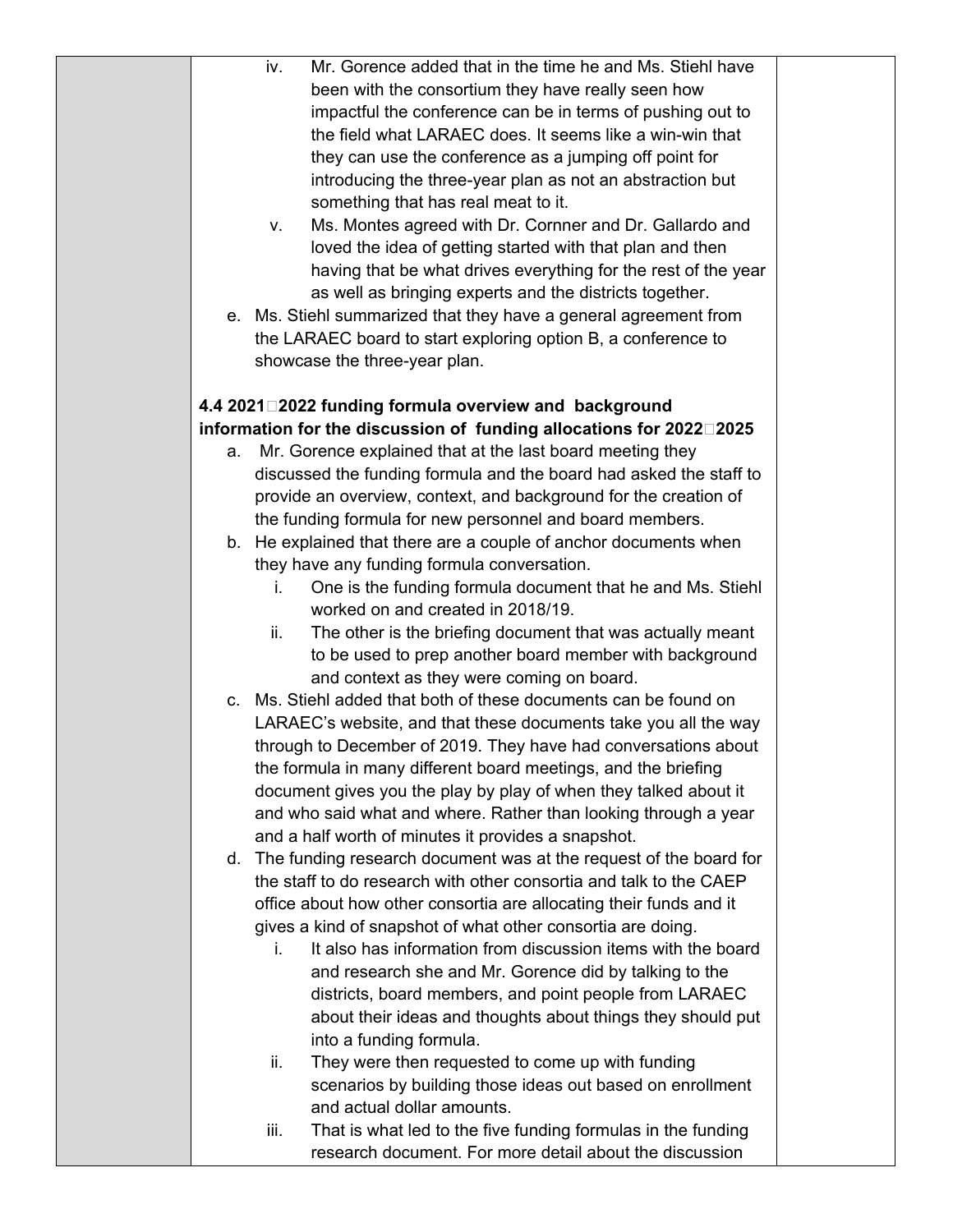iv. Mr. Gorence added that in the time he and Ms. Stiehl have been with the consortium they have really seen how impactful the conference can be in terms of pushing out to the field what LARAEC does. It seems like a win-win that they can use the conference as a jumping off point for introducing the three-year plan as not an abstraction but something that has real meat to it.

v. Ms. Montes agreed with Dr. Cornner and Dr. Gallardo and loved the idea of getting started with that plan and then having that be what drives everything for the rest of the year as well as bringing experts and the districts together.

e. Ms. Stiehl summarized that they have a general agreement from the LARAEC board to start exploring option B, a conference to showcase the three-year plan.

**4.4 2021-2022 funding formula overview and background information for the discussion of funding allocations for 2022-2025**

a. Mr. Gorence explained that at the last board meeting they discussed the funding formula and the board had asked the staff to provide an overview, context, and background for the creation of the funding formula for new personnel and board members.

b. He explained that there are a couple of anchor documents when they have any funding formula conversation.

   i. One is the funding formula document that he and Ms. Stiehl worked on and created in 2018/19.

   ii. The other is the briefing document that was actually meant to be used to prep another board member with background and context as they were coming on board.

c. Ms. Stiehl added that both of these documents can be found on LARAEC's website, and that these documents take you all the way through to December of 2019. They have had conversations about the formula in many different board meetings, and the briefing document gives you the play by play of when they talked about it and who said what and where. Rather than looking through a year and a half worth of minutes it provides a snapshot.

d. The funding research document was at the request of the board for the staff to do research with other consortia and talk to the CAEP office about how other consortia are allocating their funds and it gives a kind of snapshot of what other consortia are doing.

   i. It also has information from discussion items with the board and research she and Mr. Gorence did by talking to the districts, board members, and point people from LARAEC about their ideas and thoughts about things they should put into a funding formula.

   ii. They were then requested to come up with funding scenarios by building those ideas out based on enrollment and actual dollar amounts.

   iii. That is what led to the five funding formulas in the funding research document. For more detail about the discussion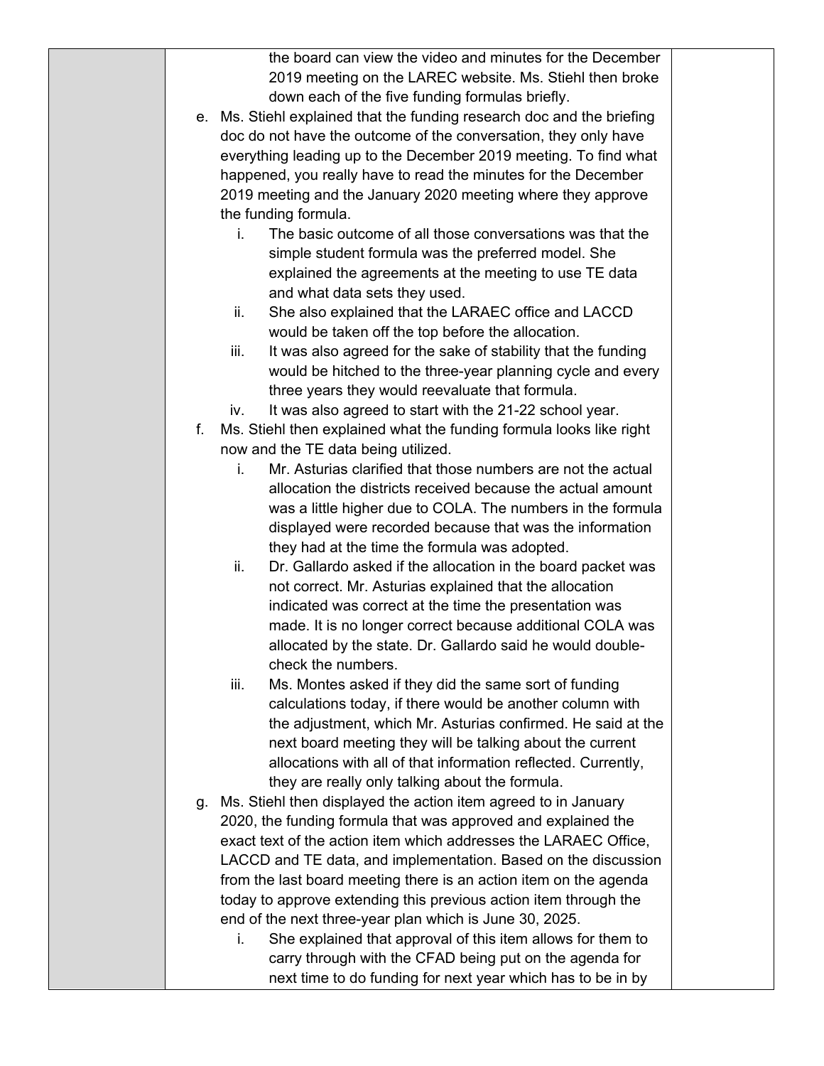the board can view the video and minutes for the December 2019 meeting on the LAREC website. Ms. Stiehl then broke down each of the five funding formulas briefly.

e. Ms. Stiehl explained that the funding research doc and the briefing doc do not have the outcome of the conversation, they only have everything leading up to the December 2019 meeting. To find what happened, you really have to read the minutes for the December 2019 meeting and the January 2020 meeting where they approve the funding formula.
   i. The basic outcome of all those conversations was that the simple student formula was the preferred model. She explained the agreements at the meeting to use TE data and what data sets they used.
   ii. She also explained that the LARAEC office and LACCD would be taken off the top before the allocation.
   iii. It was also agreed for the sake of stability that the funding would be hitched to the three-year planning cycle and every three years they would reevaluate that formula.
   iv. It was also agreed to start with the 21-22 school year.

f. Ms. Stiehl then explained what the funding formula looks like right now and the TE data being utilized.
   i. Mr. Asturias clarified that those numbers are not the actual allocation the districts received because the actual amount was a little higher due to COLA. The numbers in the formula displayed were recorded because that was the information they had at the time the formula was adopted.
   ii. Dr. Gallardo asked if the allocation in the board packet was not correct. Mr. Asturias explained that the allocation indicated was correct at the time the presentation was made. It is no longer correct because additional COLA was allocated by the state. Dr. Gallardo said he would double-check the numbers.
   iii. Ms. Montes asked if they did the same sort of funding calculations today, if there would be another column with the adjustment, which Mr. Asturias confirmed. He said at the next board meeting they will be talking about the current allocations with all of that information reflected. Currently, they are really only talking about the formula.

g. Ms. Stiehl then displayed the action item agreed to in January 2020, the funding formula that was approved and explained the exact text of the action item which addresses the LARAEC Office, LACCD and TE data, and implementation. Based on the discussion from the last board meeting there is an action item on the agenda today to approve extending this previous action item through the end of the next three-year plan which is June 30, 2025.
   i. She explained that approval of this item allows for them to carry through with the CFAD being put on the agenda for next time to do funding for next year which has to be in by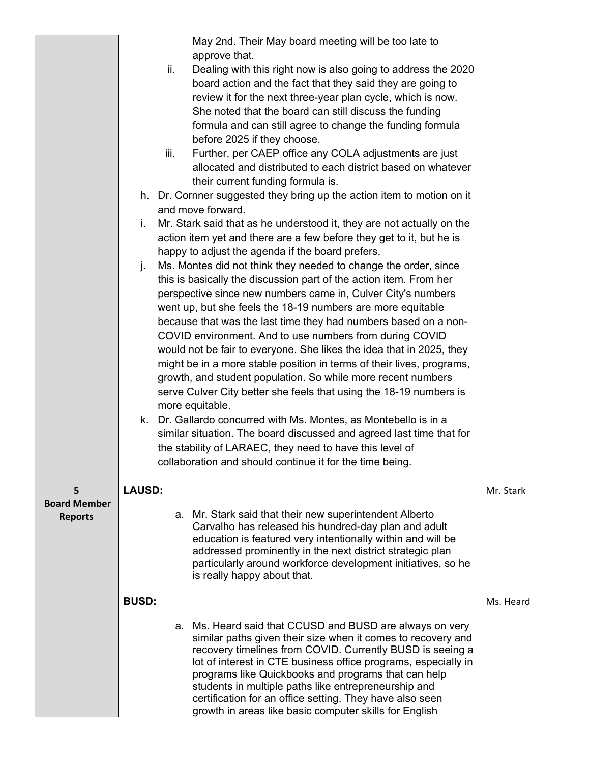| | | |
|---|---|---|
| | May 2nd. Their May board meeting will be too late to approve that.<br>ii. Dealing with this right now is also going to address the 2020 board action and the fact that they said they are going to review it for the next three-year plan cycle, which is now. She noted that the board can still discuss the funding formula and can still agree to change the funding formula before 2025 if they choose.<br>iii. Further, per CAEP office any COLA adjustments are just allocated and distributed to each district based on whatever their current funding formula is.<br>h. Dr. Cornner suggested they bring up the action item to motion on it and move forward.<br>i. Mr. Stark said that as he understood it, they are not actually on the action item yet and there are a few before they get to it, but he is happy to adjust the agenda if the board prefers.<br>j. Ms. Montes did not think they needed to change the order, since this is basically the discussion part of the action item. From her perspective since new numbers came in, Culver City's numbers went up, but she feels the 18-19 numbers are more equitable because that was the last time they had numbers based on a non-COVID environment. And to use numbers from during COVID would not be fair to everyone. She likes the idea that in 2025, they might be in a more stable position in terms of their lives, programs, growth, and student population. So while more recent numbers serve Culver City better she feels that using the 18-19 numbers is more equitable.<br>k. Dr. Gallardo concurred with Ms. Montes, as Montebello is in a similar situation. The board discussed and agreed last time that for the stability of LARAEC, they need to have this level of collaboration and should continue it for the time being. | |
| **5**<br>**Board Member Reports** | **LAUSD:**<br>a. Mr. Stark said that their new superintendent Alberto Carvalho has released his hundred-day plan and adult education is featured very intentionally within and will be addressed prominently in the next district strategic plan particularly around workforce development initiatives, so he is really happy about that. | Mr. Stark |
| | **BUSD:**<br>a. Ms. Heard said that CCUSD and BUSD are always on very similar paths given their size when it comes to recovery and recovery timelines from COVID. Currently BUSD is seeing a lot of interest in CTE business office programs, especially in programs like Quickbooks and programs that can help students in multiple paths like entrepreneurship and certification for an office setting. They have also seen growth in areas like basic computer skills for English | Ms. Heard |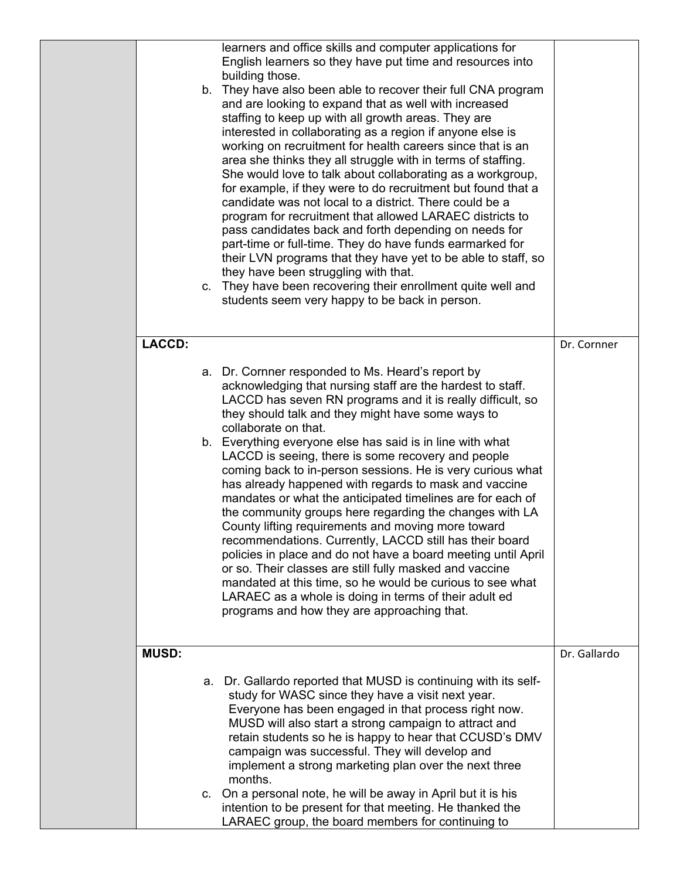| | | |
|---|---|---|
| | learners and office skills and computer applications for English learners so they have put time and resources into building those.<br>b. They have also been able to recover their full CNA program and are looking to expand that as well with increased staffing to keep up with all growth areas. They are interested in collaborating as a region if anyone else is working on recruitment for health careers since that is an area she thinks they all struggle with in terms of staffing. She would love to talk about collaborating as a workgroup, for example, if they were to do recruitment but found that a candidate was not local to a district. There could be a program for recruitment that allowed LARAEC districts to pass candidates back and forth depending on needs for part-time or full-time. They do have funds earmarked for their LVN programs that they have yet to be able to staff, so they have been struggling with that.<br>c. They have been recovering their enrollment quite well and students seem very happy to be back in person. | |
| | **LACCD:**<br><br>a. Dr. Cornner responded to Ms. Heard's report by acknowledging that nursing staff are the hardest to staff. LACCD has seven RN programs and it is really difficult, so they should talk and they might have some ways to collaborate on that.<br>b. Everything everyone else has said is in line with what LACCD is seeing, there is some recovery and people coming back to in-person sessions. He is very curious what has already happened with regards to mask and vaccine mandates or what the anticipated timelines are for each of the community groups here regarding the changes with LA County lifting requirements and moving more toward recommendations. Currently, LACCD still has their board policies in place and do not have a board meeting until April or so. Their classes are still fully masked and vaccine mandated at this time, so he would be curious to see what LARAEC as a whole is doing in terms of their adult ed programs and how they are approaching that. | Dr. Cornner |
| | **MUSD:**<br><br>a. Dr. Gallardo reported that MUSD is continuing with its self-study for WASC since they have a visit next year. Everyone has been engaged in that process right now. MUSD will also start a strong campaign to attract and retain students so he is happy to hear that CCUSD's DMV campaign was successful. They will develop and implement a strong marketing plan over the next three months.<br>c. On a personal note, he will be away in April but it is his intention to be present for that meeting. He thanked the LARAEC group, the board members for continuing to | Dr. Gallardo |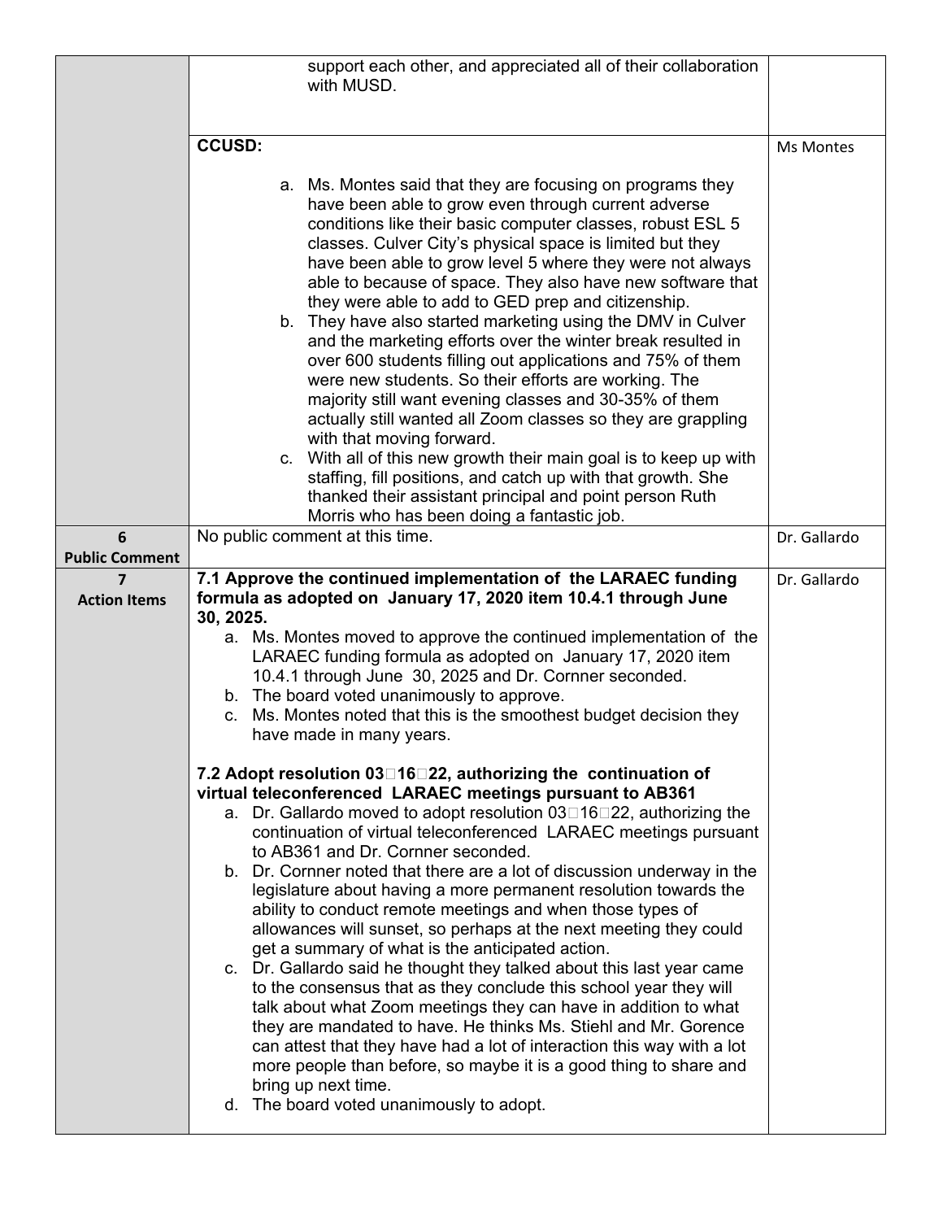| | | |
|---|---|---|
| | support each other, and appreciated all of their collaboration with MUSD. | |
| | **CCUSD:**<br><br>a. Ms. Montes said that they are focusing on programs they have been able to grow even through current adverse conditions like their basic computer classes, robust ESL 5 classes. Culver City's physical space is limited but they have been able to grow level 5 where they were not always able to because of space. They also have new software that they were able to add to GED prep and citizenship.<br>b. They have also started marketing using the DMV in Culver and the marketing efforts over the winter break resulted in over 600 students filling out applications and 75% of them were new students. So their efforts are working. The majority still want evening classes and 30-35% of them actually still wanted all Zoom classes so they are grappling with that moving forward.<br>c. With all of this new growth their main goal is to keep up with staffing, fill positions, and catch up with that growth. She thanked their assistant principal and point person Ruth Morris who has been doing a fantastic job. | Ms Montes |
| **6 Public Comment** | No public comment at this time. | Dr. Gallardo |
| **7 Action Items** | **7.1 Approve the continued implementation of the LARAEC funding formula as adopted on January 17, 2020 item 10.4.1 through June 30, 2025.**<br>a. Ms. Montes moved to approve the continued implementation of the LARAEC funding formula as adopted on January 17, 2020 item 10.4.1 through June 30, 2025 and Dr. Cornner seconded.<br>b. The board voted unanimously to approve.<br>c. Ms. Montes noted that this is the smoothest budget decision they have made in many years.<br><br>**7.2 Adopt resolution 03‑16‑22, authorizing the continuation of virtual teleconferenced LARAEC meetings pursuant to AB361**<br>a. Dr. Gallardo moved to adopt resolution 03‑16‑22, authorizing the continuation of virtual teleconferenced LARAEC meetings pursuant to AB361 and Dr. Cornner seconded.<br>b. Dr. Cornner noted that there are a lot of discussion underway in the legislature about having a more permanent resolution towards the ability to conduct remote meetings and when those types of allowances will sunset, so perhaps at the next meeting they could get a summary of what is the anticipated action.<br>c. Dr. Gallardo said he thought they talked about this last year came to the consensus that as they conclude this school year they will talk about what Zoom meetings they can have in addition to what they are mandated to have. He thinks Ms. Stiehl and Mr. Gorence can attest that they have had a lot of interaction this way with a lot more people than before, so maybe it is a good thing to share and bring up next time.<br>d. The board voted unanimously to adopt. | Dr. Gallardo |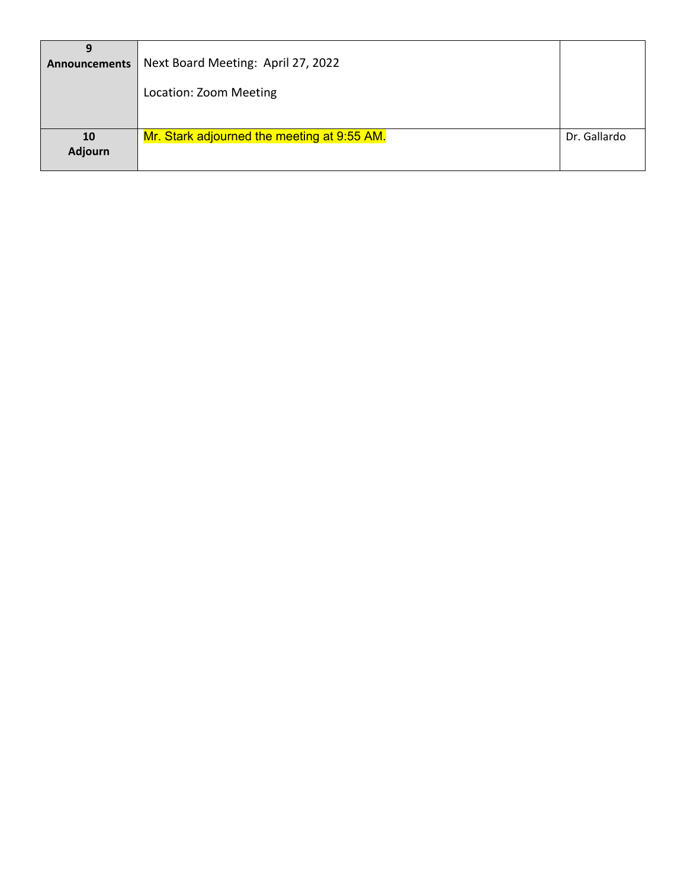| | | |
|---|---|---|
| **9 Announcements** | Next Board Meeting: April 27, 2022<br><br>Location: Zoom Meeting | |
| **10 Adjourn** | Mr. Stark adjourned the meeting at 9:55 AM. | Dr. Gallardo |